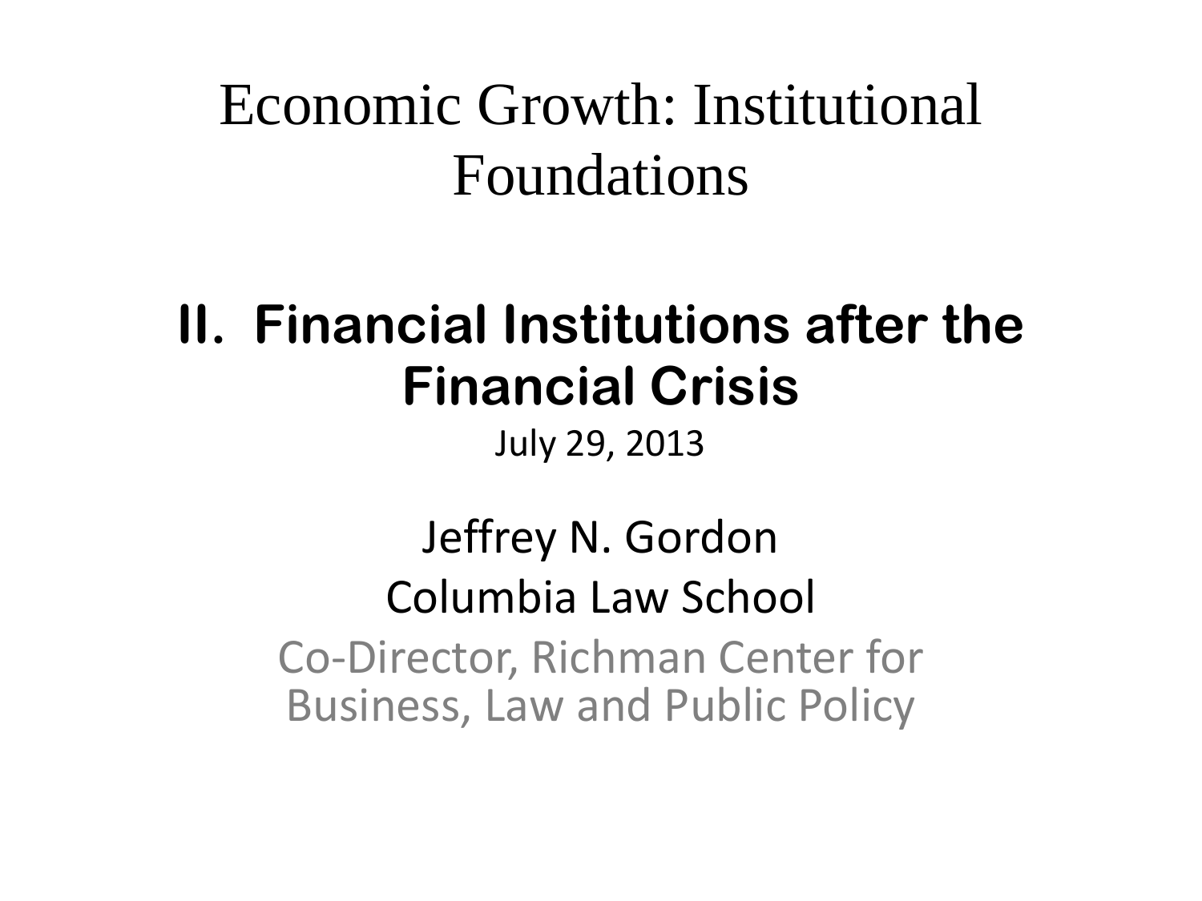# Economic Growth: Institutional Foundations

## II. Financial Institutions after the Financial Crisis

July 29, 2013

Jeffrey N. Gordon

Columbia Law School

Co-Director, Richman Center for Business, Law and Public Policy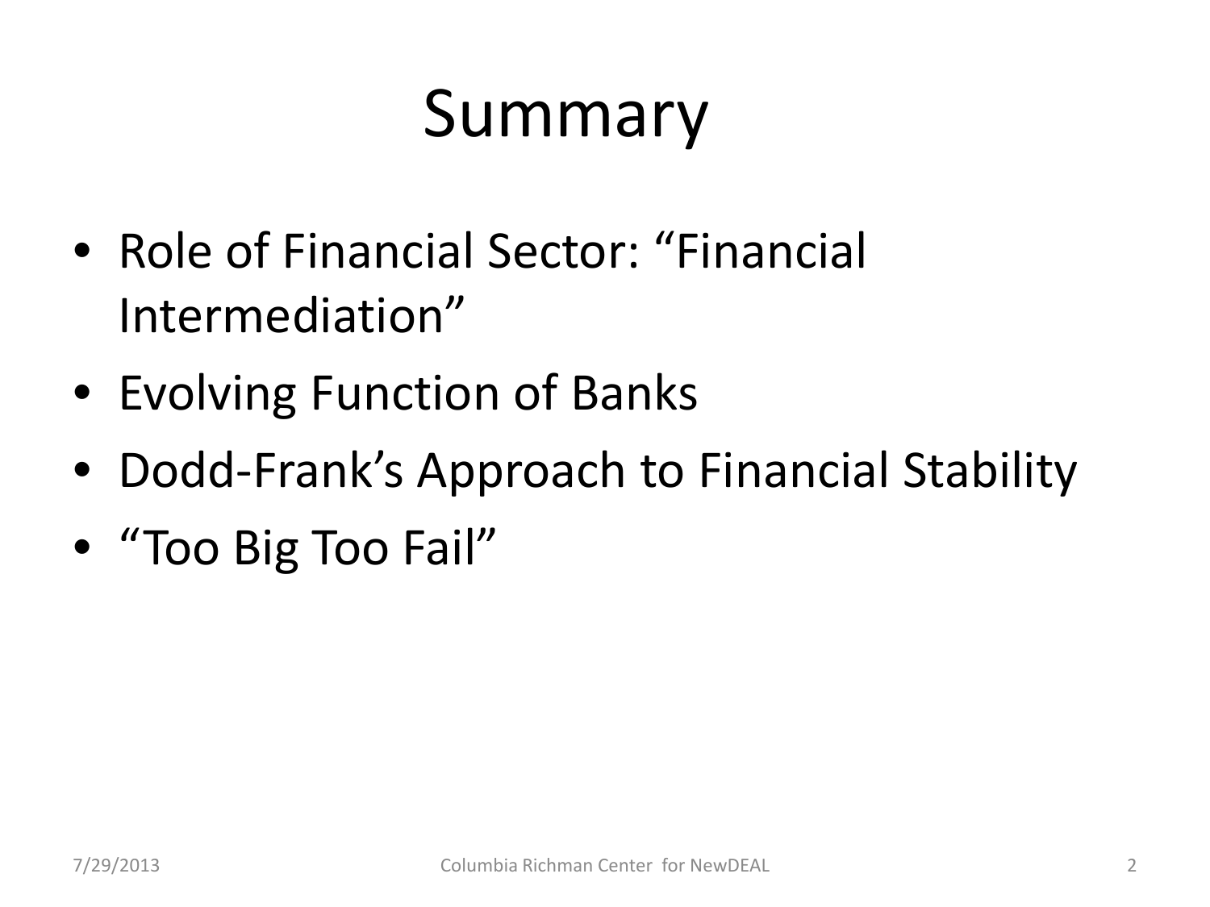# Summary

- Role of Financial Sector: "Financial Intermediation"
- Evolving Function of Banks
- Dodd-Frank's Approach to Financial Stability
- "Too Big Too Fail"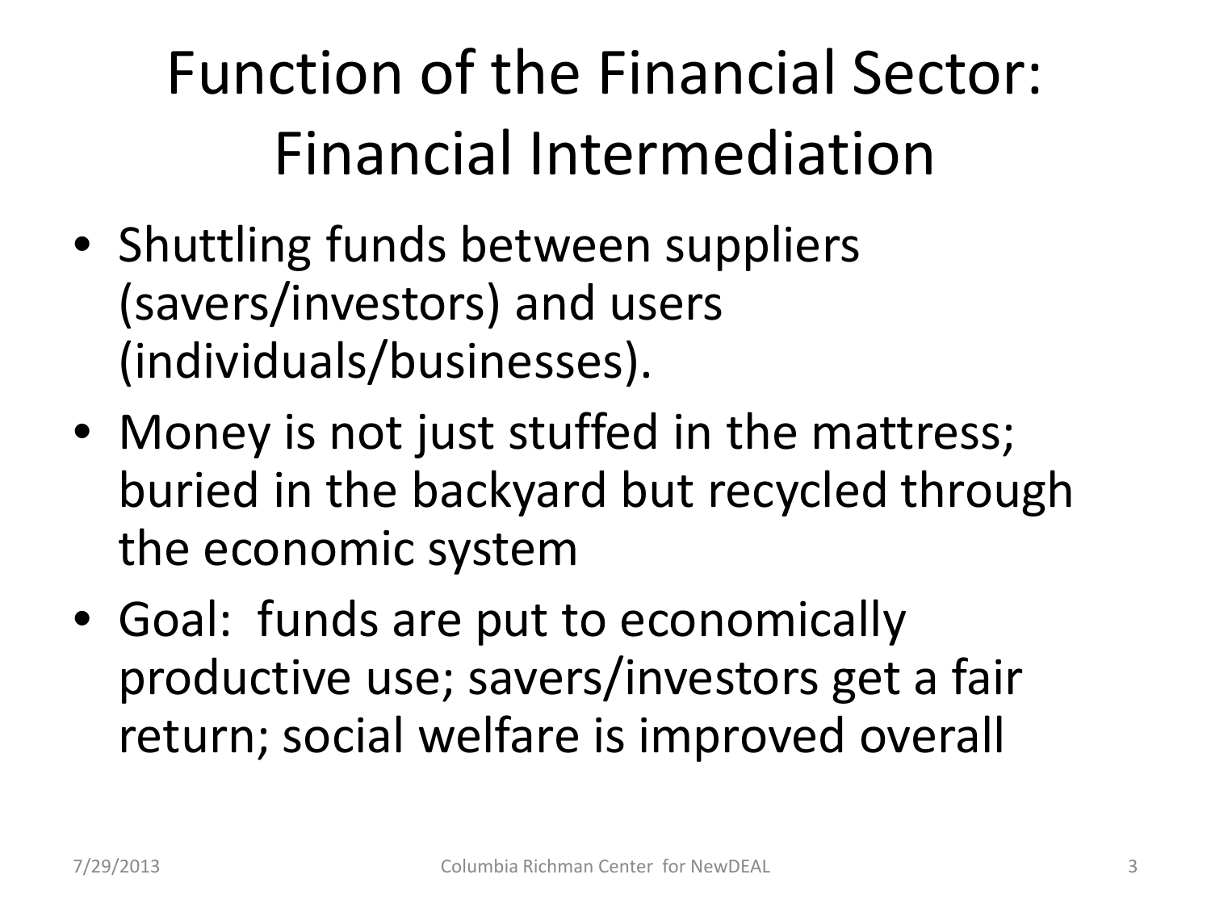# Function of the Financial Sector: Financial Intermediation

- Shuttling funds between suppliers (savers/investors) and users (individuals/businesses).
- Money is not just stuffed in the mattress; buried in the backyard but recycled through the economic system
- Goal: funds are put to economically productive use; savers/investors get a fair return; social welfare is improved overall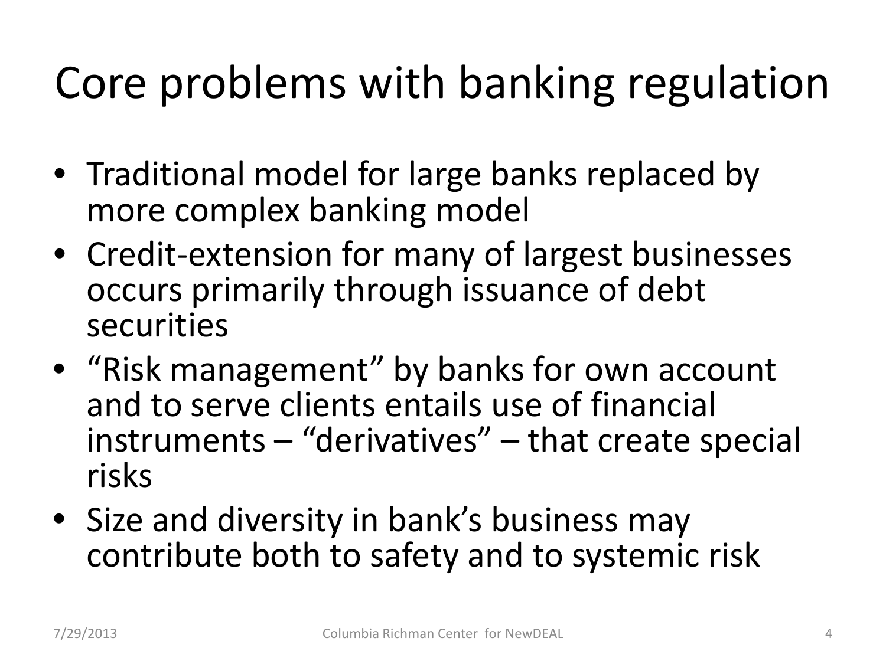# Core problems with banking regulation

- Traditional model for large banks replaced by more complex banking model
- Credit-extension for many of largest businesses occurs primarily through issuance of debt securities
- "Risk management" by banks for own account and to serve clients entails use of financial instruments – "derivatives" – that create special risks
- Size and diversity in bank's business may contribute both to safety and to systemic risk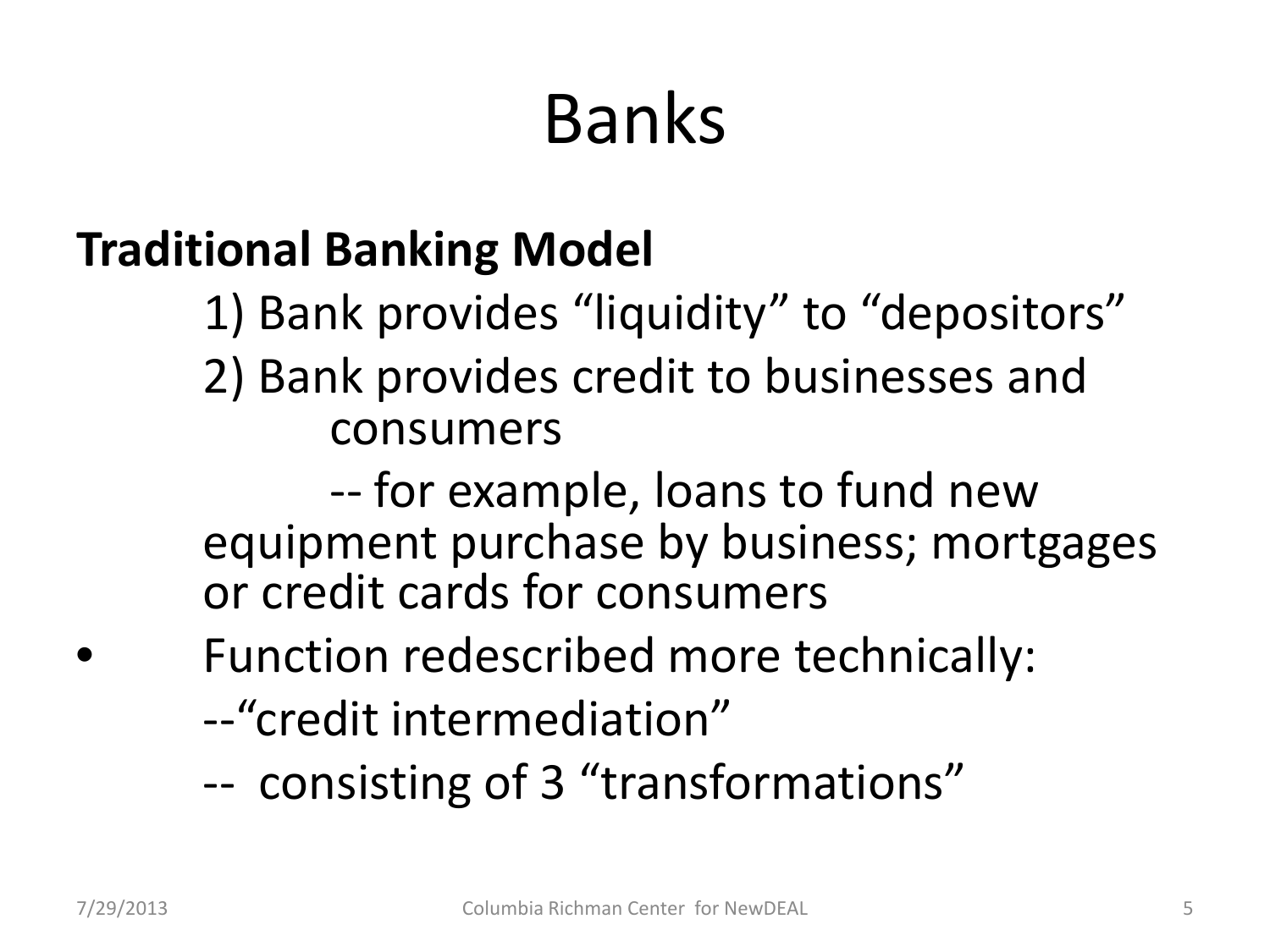# Banks

**Traditional Banking Model**

1) Bank provides “liquidity” to “depositors”

2) Bank provides credit to businesses and consumers

-- for example, loans to fund new equipment purchase by business; mortgages or credit cards for consumers

- Function redescribed more technically:

  --“credit intermediation”

  -- consisting of 3 “transformations”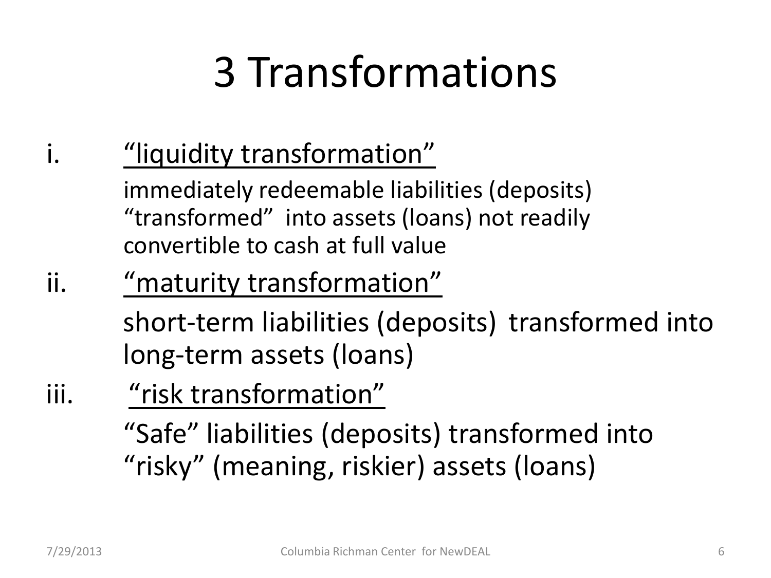# 3 Transformations

i. <u>"liquidity transformation"</u>

immediately redeemable liabilities (deposits) "transformed" into assets (loans) not readily convertible to cash at full value

ii. <u>"maturity transformation"</u>

short-term liabilities (deposits) transformed into long-term assets (loans)

iii. <u>"risk transformation"</u>

"Safe" liabilities (deposits) transformed into "risky" (meaning, riskier) assets (loans)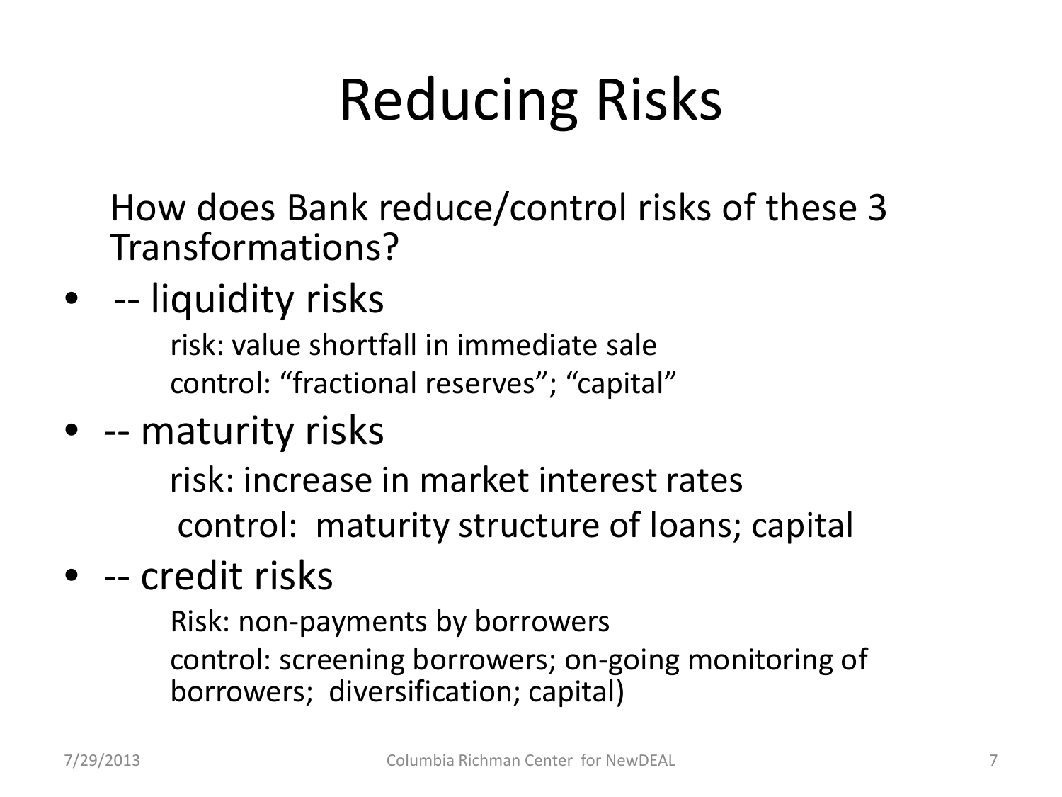# Reducing Risks

How does Bank reduce/control risks of these 3 Transformations?

- -- liquidity risks

  risk: value shortfall in immediate sale

  control: “fractional reserves”; “capital”

- -- maturity risks

  risk: increase in market interest rates

  control: maturity structure of loans; capital

- -- credit risks

  Risk: non-payments by borrowers

  control: screening borrowers; on-going monitoring of borrowers; diversification; capital)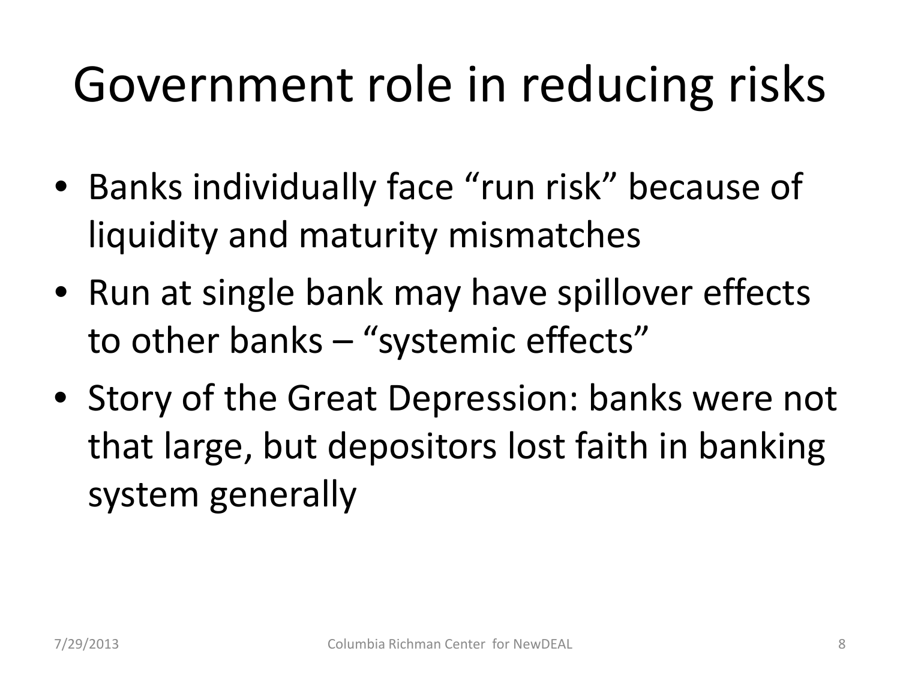# Government role in reducing risks

- Banks individually face "run risk" because of liquidity and maturity mismatches
- Run at single bank may have spillover effects to other banks – "systemic effects"
- Story of the Great Depression: banks were not that large, but depositors lost faith in banking system generally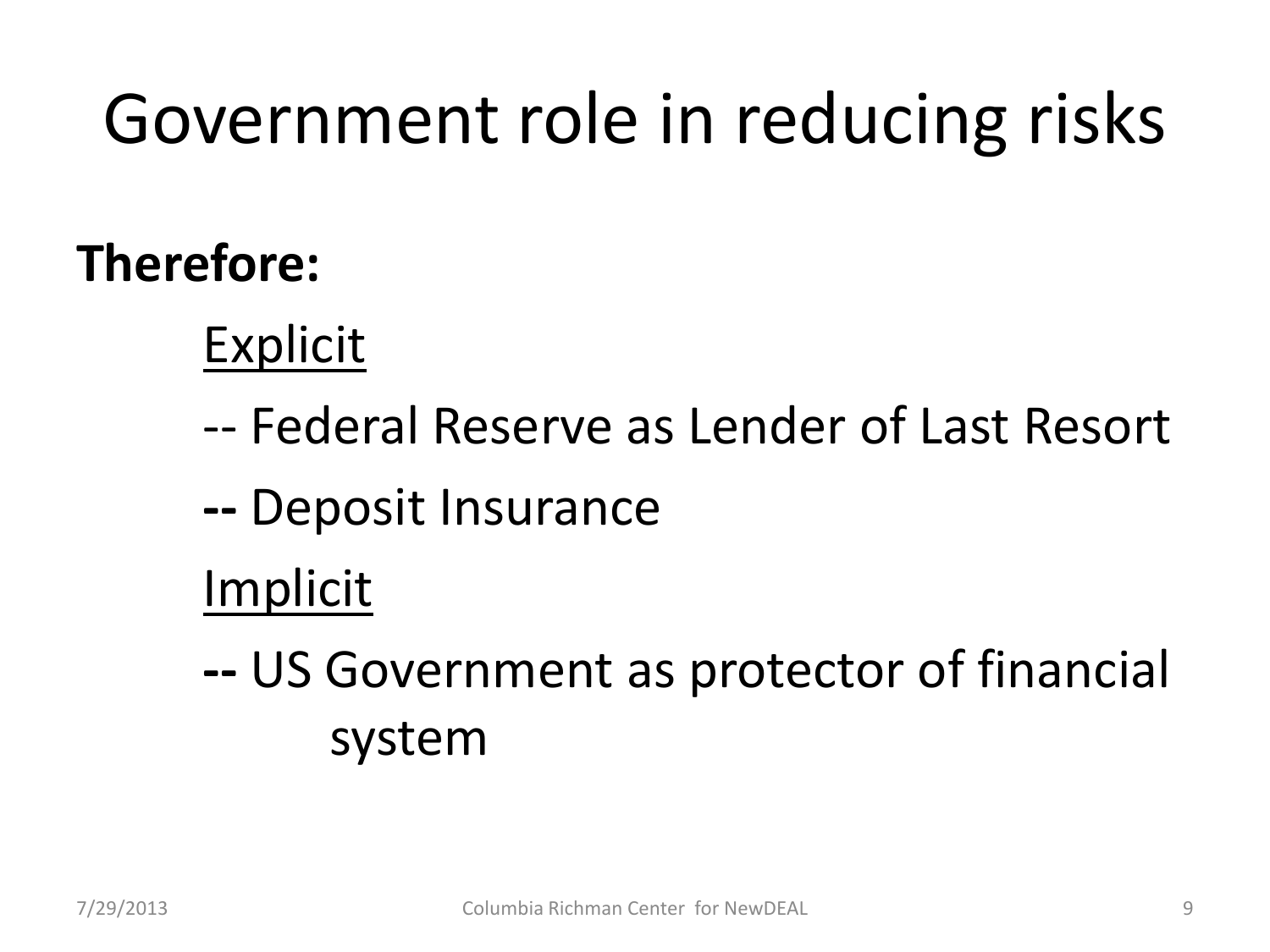# Government role in reducing risks

**Therefore:**

Explicit

-- Federal Reserve as Lender of Last Resort

**--** Deposit Insurance

Implicit

**--** US Government as protector of financial system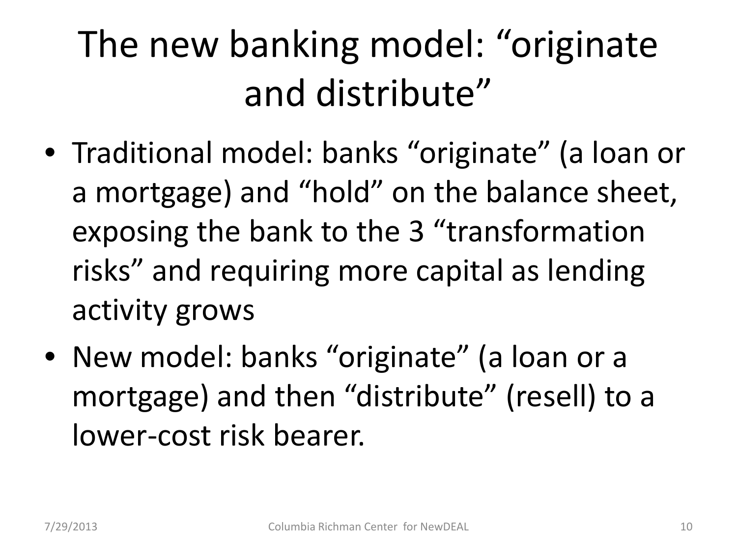# The new banking model: “originate and distribute”

- Traditional model: banks “originate” (a loan or a mortgage) and “hold” on the balance sheet, exposing the bank to the 3 “transformation risks” and requiring more capital as lending activity grows
- New model: banks “originate” (a loan or a mortgage) and then “distribute” (resell) to a lower-cost risk bearer.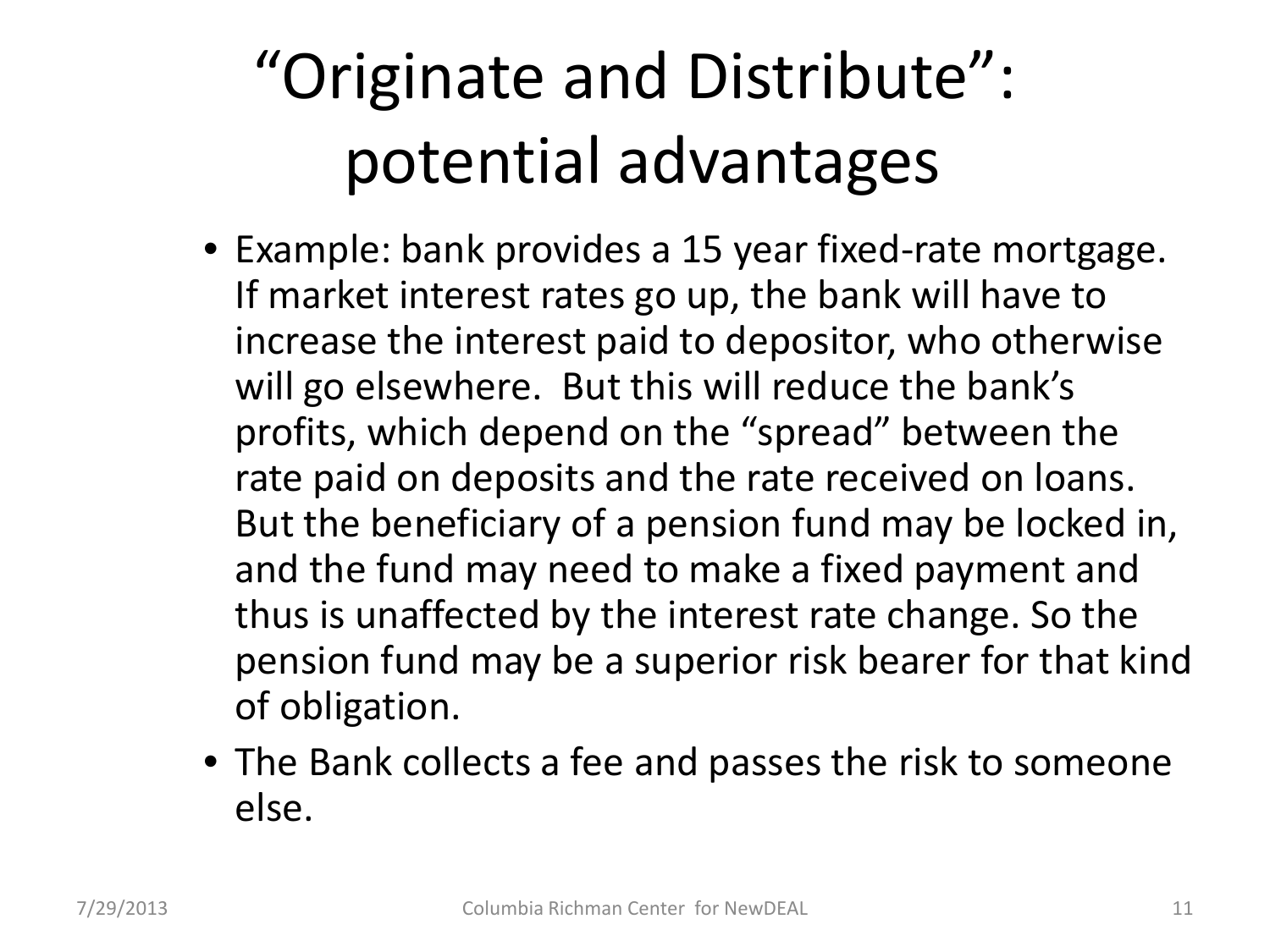# “Originate and Distribute”: potential advantages

- Example: bank provides a 15 year fixed-rate mortgage. If market interest rates go up, the bank will have to increase the interest paid to depositor, who otherwise will go elsewhere. But this will reduce the bank’s profits, which depend on the “spread” between the rate paid on deposits and the rate received on loans. But the beneficiary of a pension fund may be locked in, and the fund may need to make a fixed payment and thus is unaffected by the interest rate change. So the pension fund may be a superior risk bearer for that kind of obligation.
- The Bank collects a fee and passes the risk to someone else.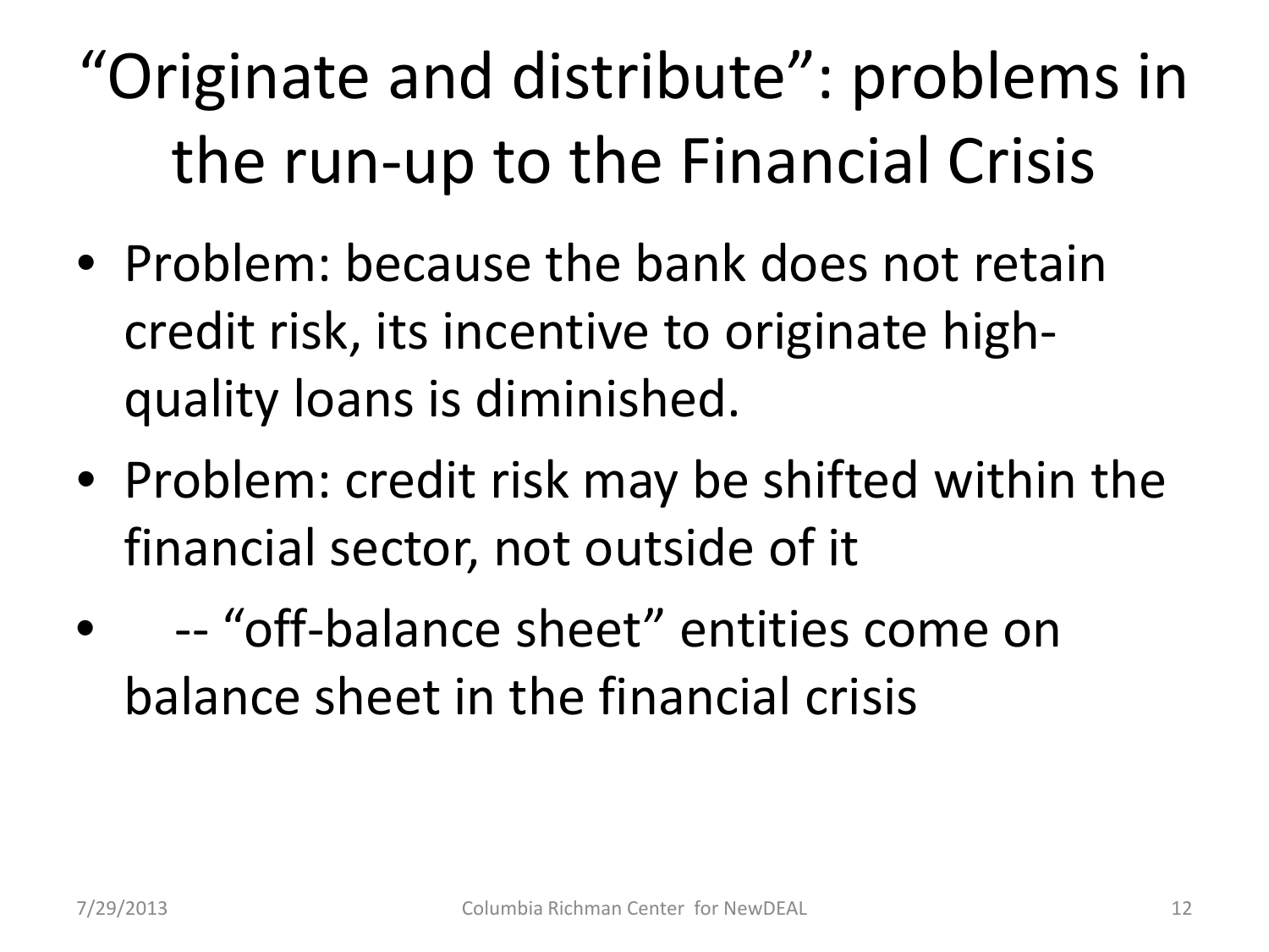# "Originate and distribute": problems in the run-up to the Financial Crisis

- Problem: because the bank does not retain credit risk, its incentive to originate high-quality loans is diminished.
- Problem: credit risk may be shifted within the financial sector, not outside of it
- -- "off-balance sheet" entities come on balance sheet in the financial crisis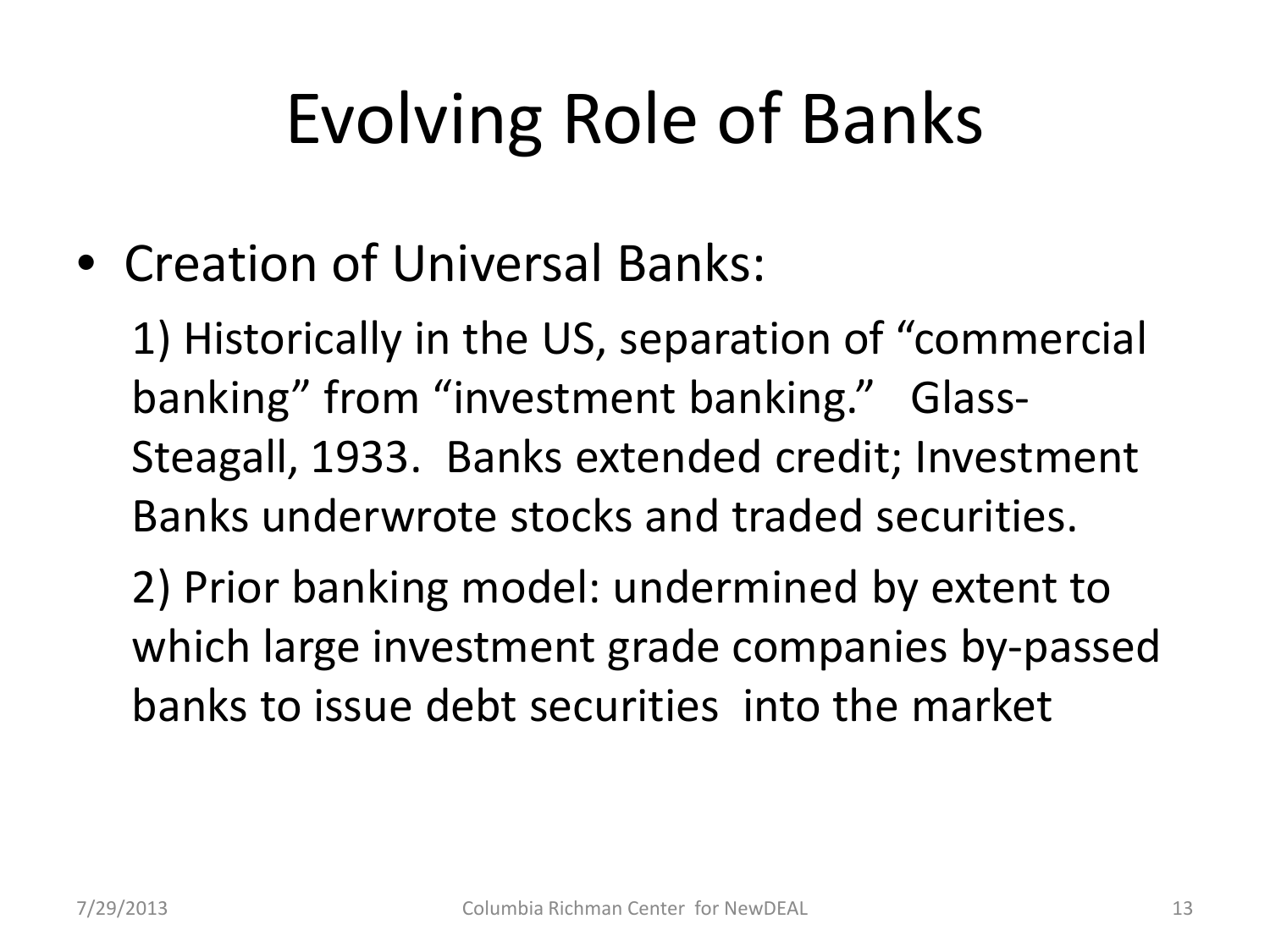# Evolving Role of Banks

- Creation of Universal Banks:

  1) Historically in the US, separation of "commercial banking" from "investment banking." Glass-Steagall, 1933. Banks extended credit; Investment Banks underwrote stocks and traded securities.

  2) Prior banking model: undermined by extent to which large investment grade companies by-passed banks to issue debt securities into the market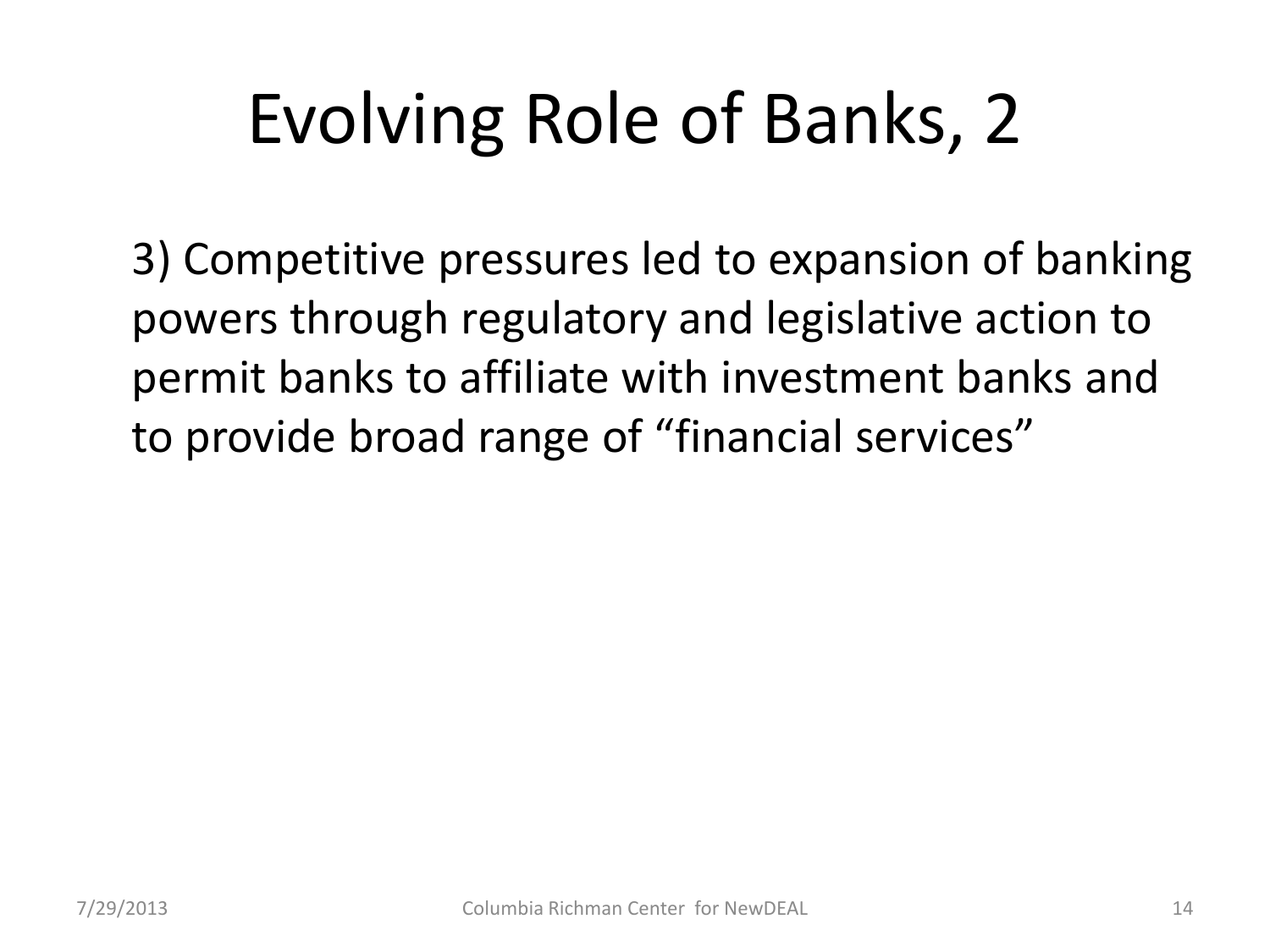# Evolving Role of Banks, 2

3) Competitive pressures led to expansion of banking powers through regulatory and legislative action to permit banks to affiliate with investment banks and to provide broad range of "financial services"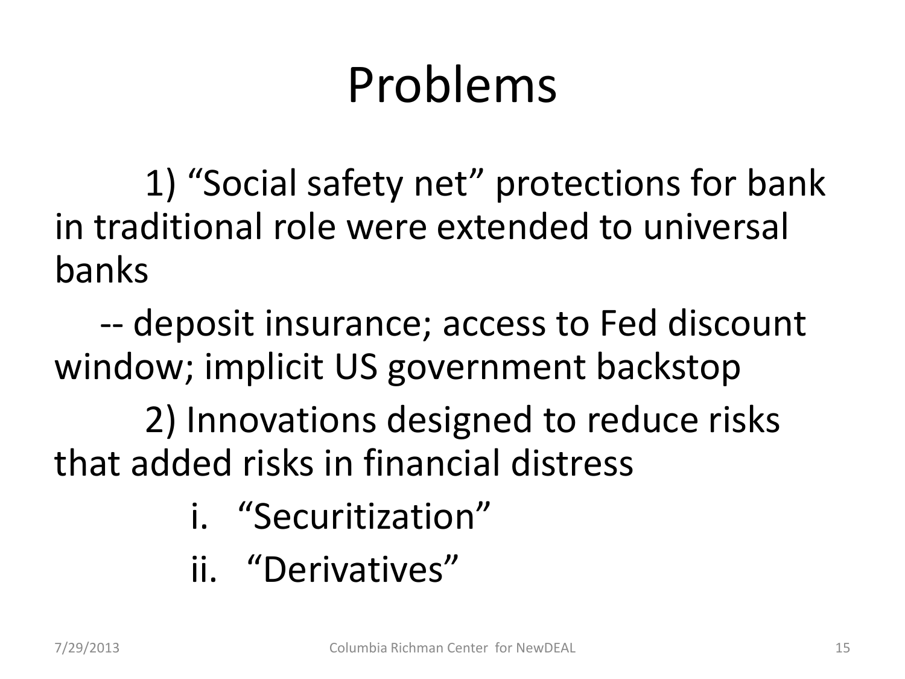# Problems

1) "Social safety net" protections for bank in traditional role were extended to universal banks

-- deposit insurance; access to Fed discount window; implicit US government backstop

2) Innovations designed to reduce risks that added risks in financial distress

i. "Securitization"

ii. "Derivatives"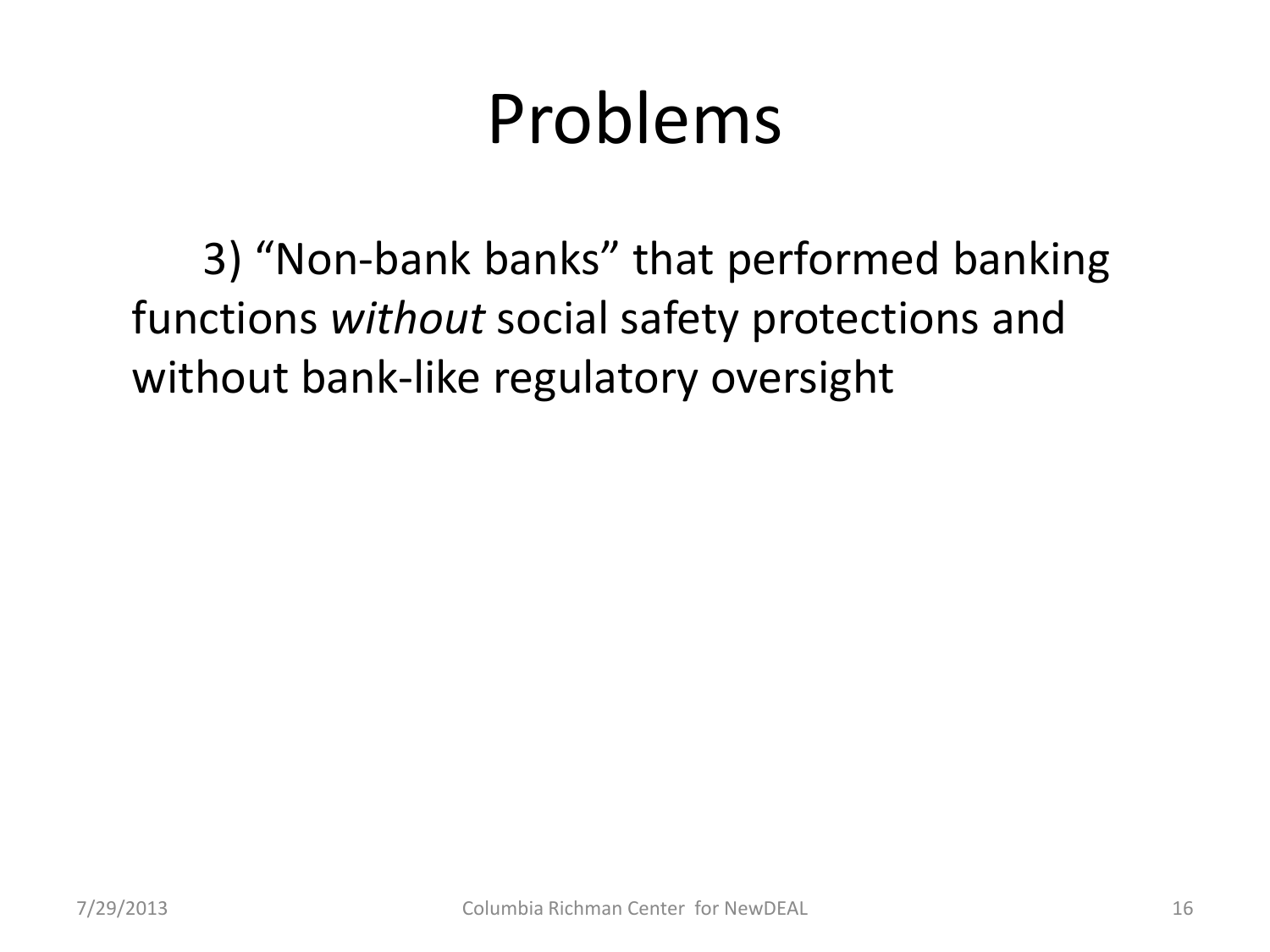# Problems

3) “Non-bank banks” that performed banking functions *without* social safety protections and without bank-like regulatory oversight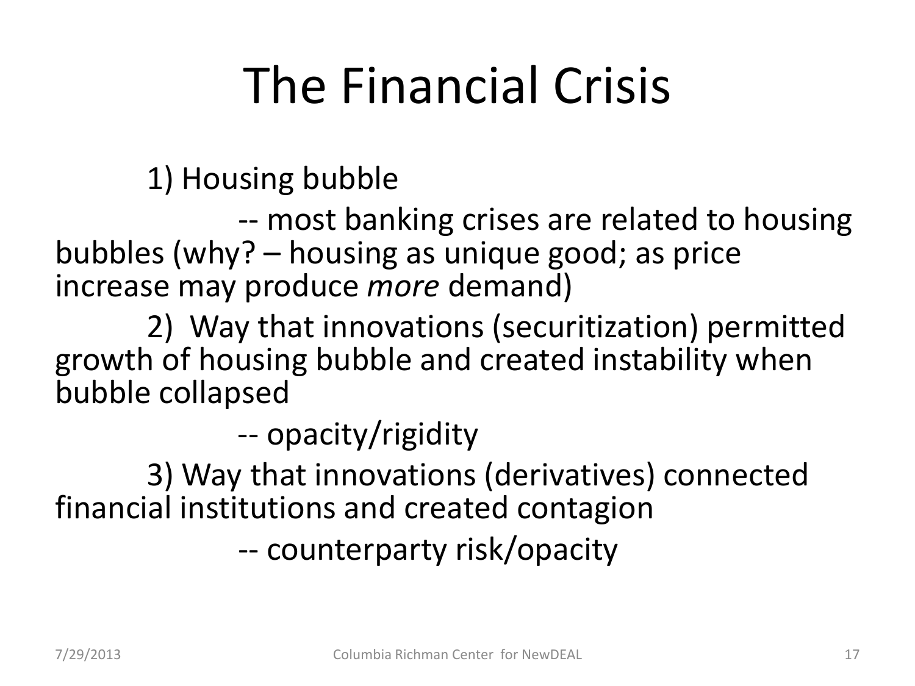# The Financial Crisis

1) Housing bubble

-- most banking crises are related to housing bubbles (why? – housing as unique good; as price increase may produce *more* demand)

2) Way that innovations (securitization) permitted growth of housing bubble and created instability when bubble collapsed

-- opacity/rigidity

3) Way that innovations (derivatives) connected financial institutions and created contagion

-- counterparty risk/opacity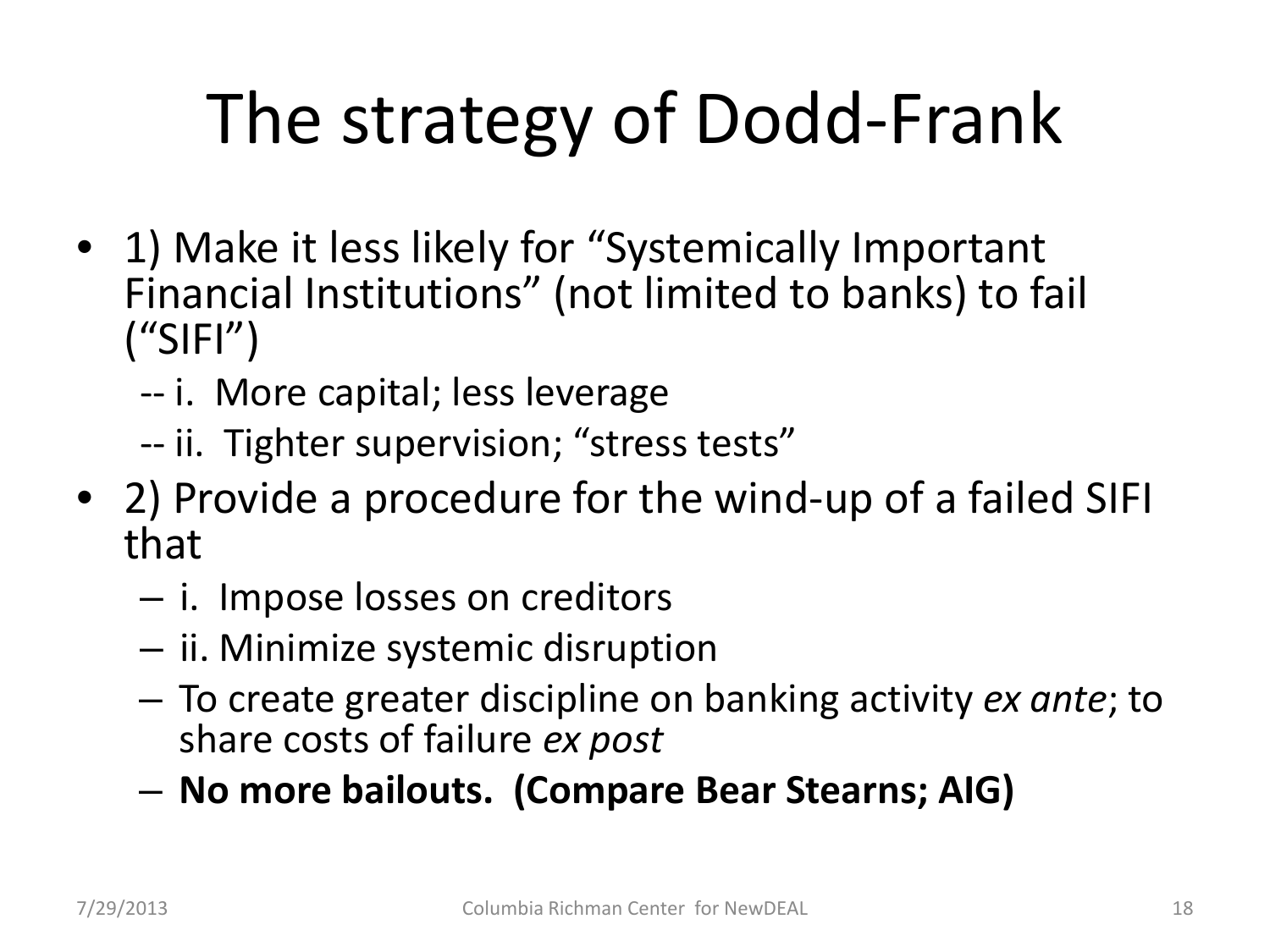# The strategy of Dodd-Frank

- 1) Make it less likely for "Systemically Important Financial Institutions" (not limited to banks) to fail ("SIFI")
  - -- i. More capital; less leverage
  - -- ii. Tighter supervision; "stress tests"
- 2) Provide a procedure for the wind-up of a failed SIFI that
  - i. Impose losses on creditors
  - ii. Minimize systemic disruption
  - To create greater discipline on banking activity *ex ante*; to share costs of failure *ex post*
  - **No more bailouts. (Compare Bear Stearns; AIG)**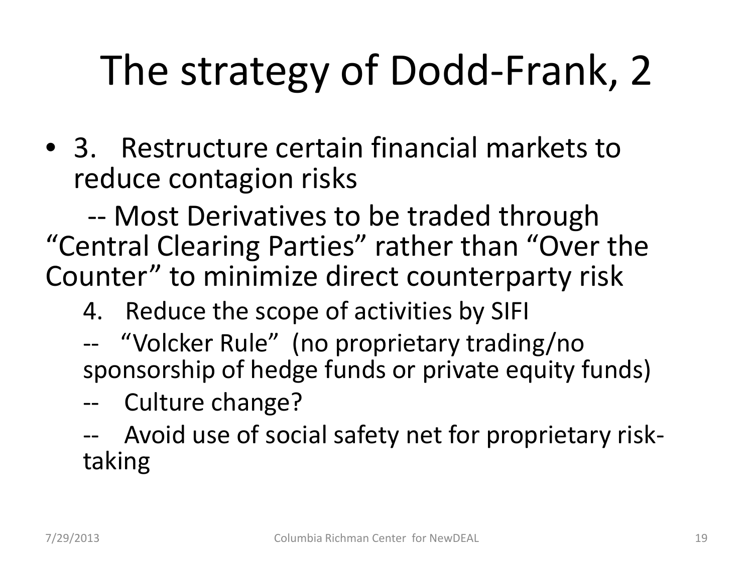# The strategy of Dodd-Frank, 2

- 3. Restructure certain financial markets to reduce contagion risks

  -- Most Derivatives to be traded through "Central Clearing Parties" rather than "Over the Counter" to minimize direct counterparty risk

  4. Reduce the scope of activities by SIFI

  -- "Volcker Rule" (no proprietary trading/no sponsorship of hedge funds or private equity funds)

  -- Culture change?

  -- Avoid use of social safety net for proprietary risk-taking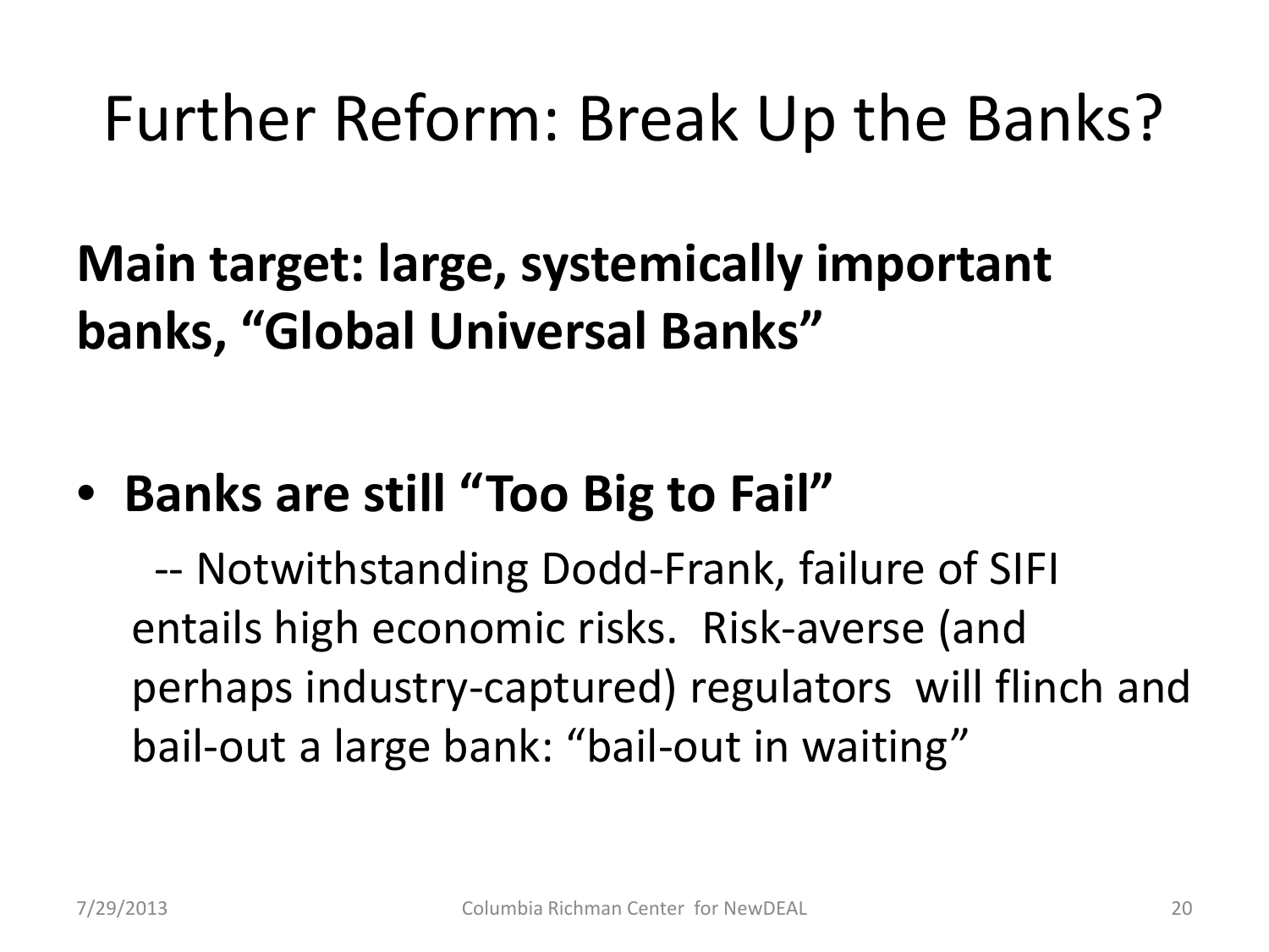# Further Reform: Break Up the Banks?

**Main target: large, systemically important banks, "Global Universal Banks"**

- **Banks are still "Too Big to Fail"**

  -- Notwithstanding Dodd-Frank, failure of SIFI entails high economic risks. Risk-averse (and perhaps industry-captured) regulators will flinch and bail-out a large bank: "bail-out in waiting"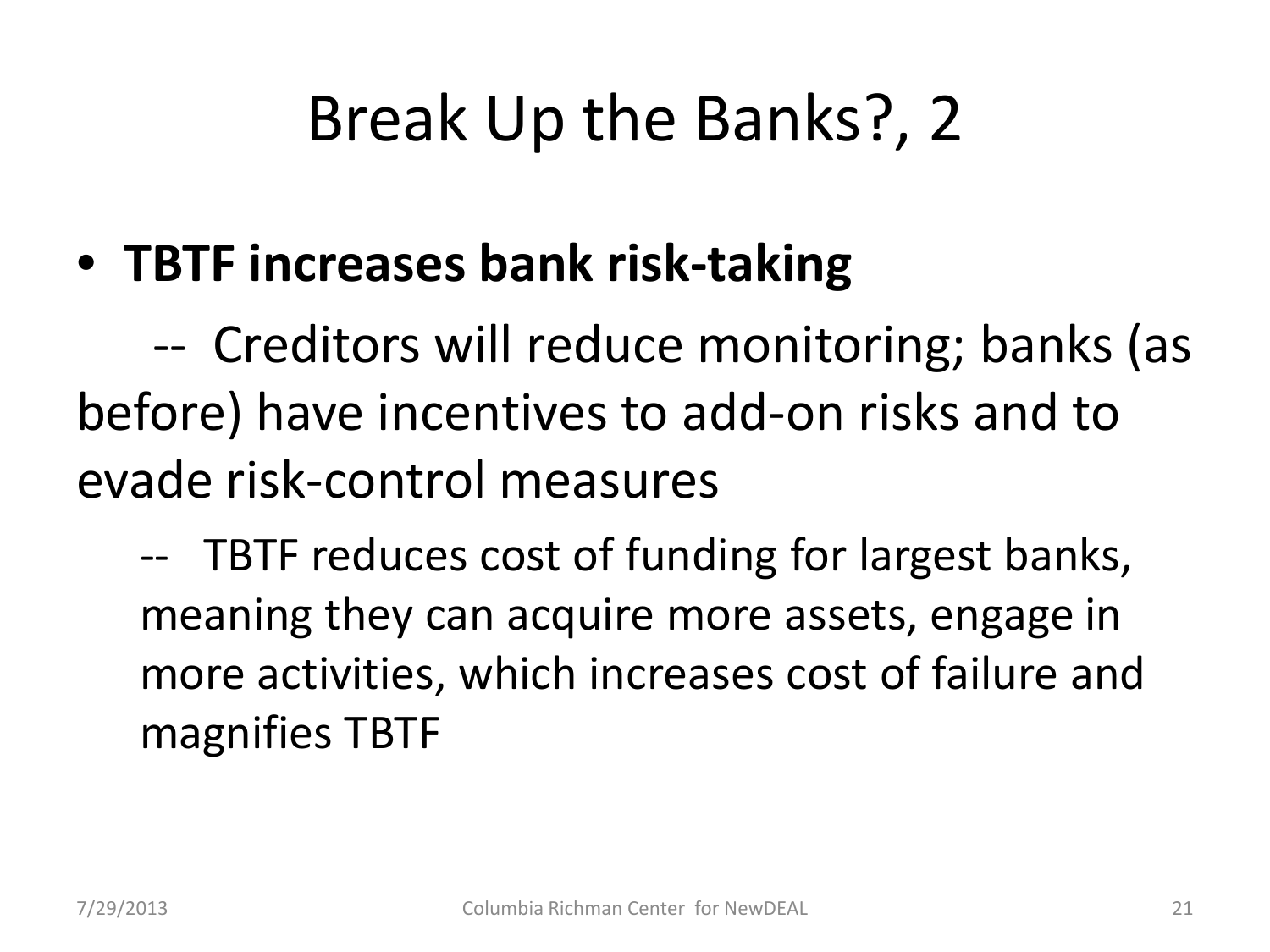# Break Up the Banks?, 2

- **TBTF increases bank risk-taking**

-- Creditors will reduce monitoring; banks (as before) have incentives to add-on risks and to evade risk-control measures

-- TBTF reduces cost of funding for largest banks, meaning they can acquire more assets, engage in more activities, which increases cost of failure and magnifies TBTF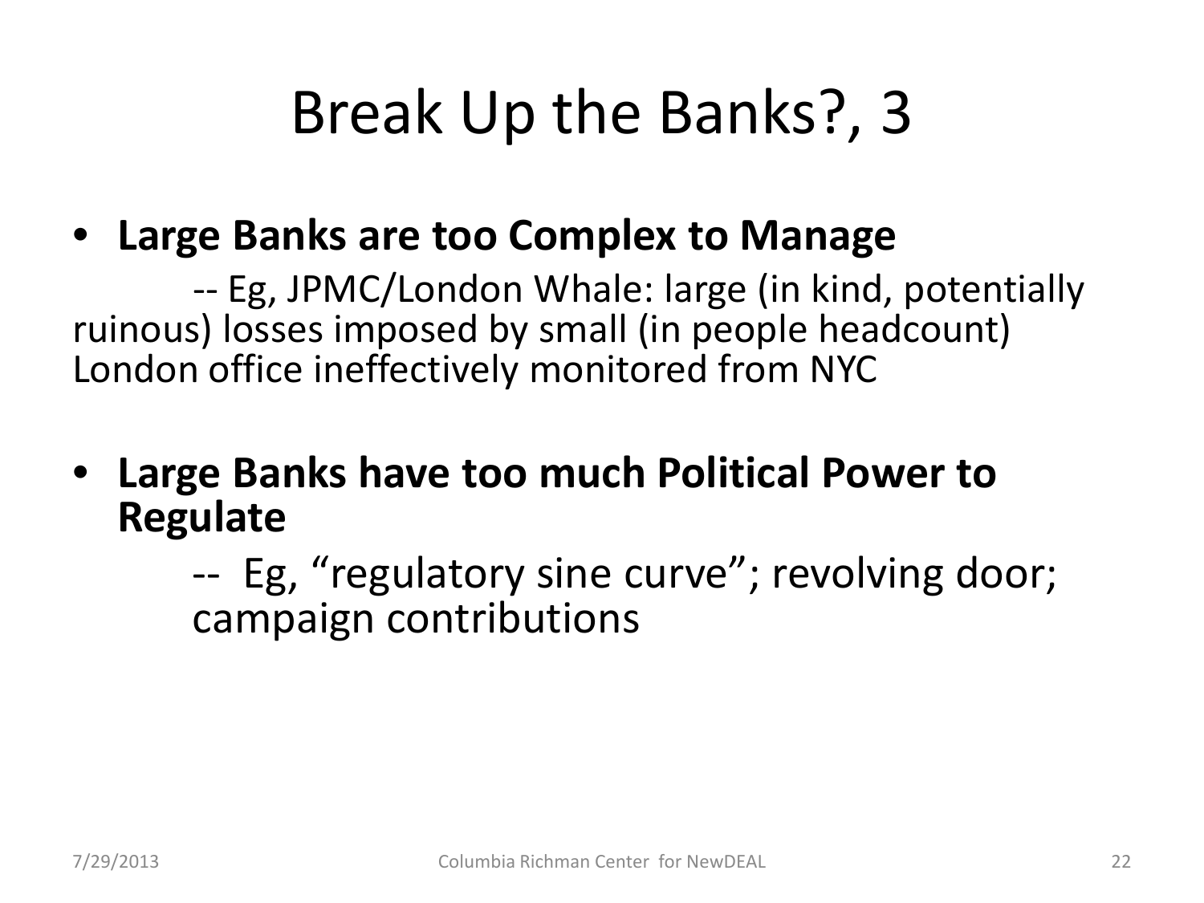# Break Up the Banks?, 3

- **Large Banks are too Complex to Manage**

  -- Eg, JPMC/London Whale: large (in kind, potentially ruinous) losses imposed by small (in people headcount) London office ineffectively monitored from NYC

- **Large Banks have too much Political Power to Regulate**

  -- Eg, "regulatory sine curve"; revolving door; campaign contributions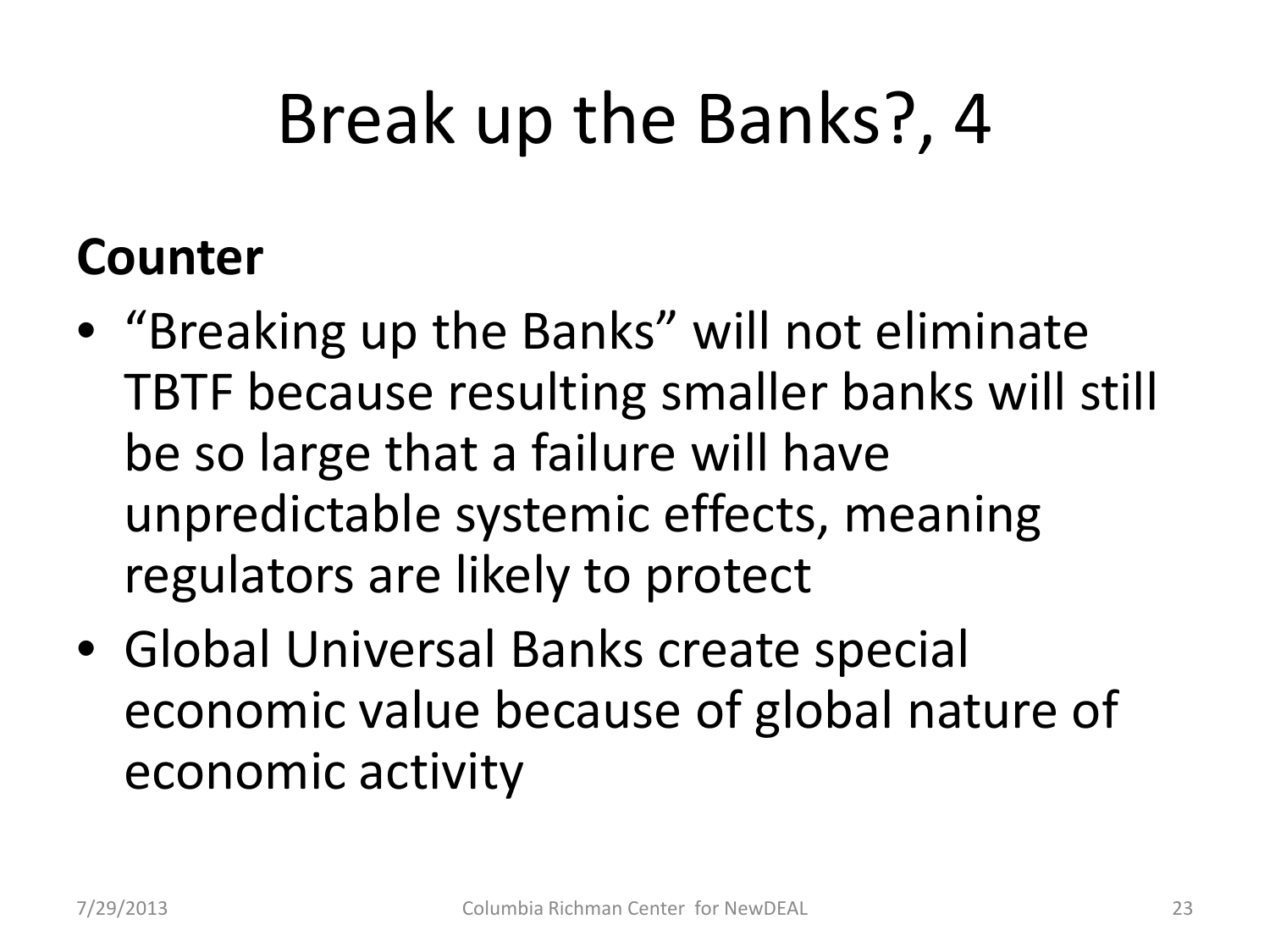# Break up the Banks?, 4

**Counter**

- "Breaking up the Banks" will not eliminate TBTF because resulting smaller banks will still be so large that a failure will have unpredictable systemic effects, meaning regulators are likely to protect
- Global Universal Banks create special economic value because of global nature of economic activity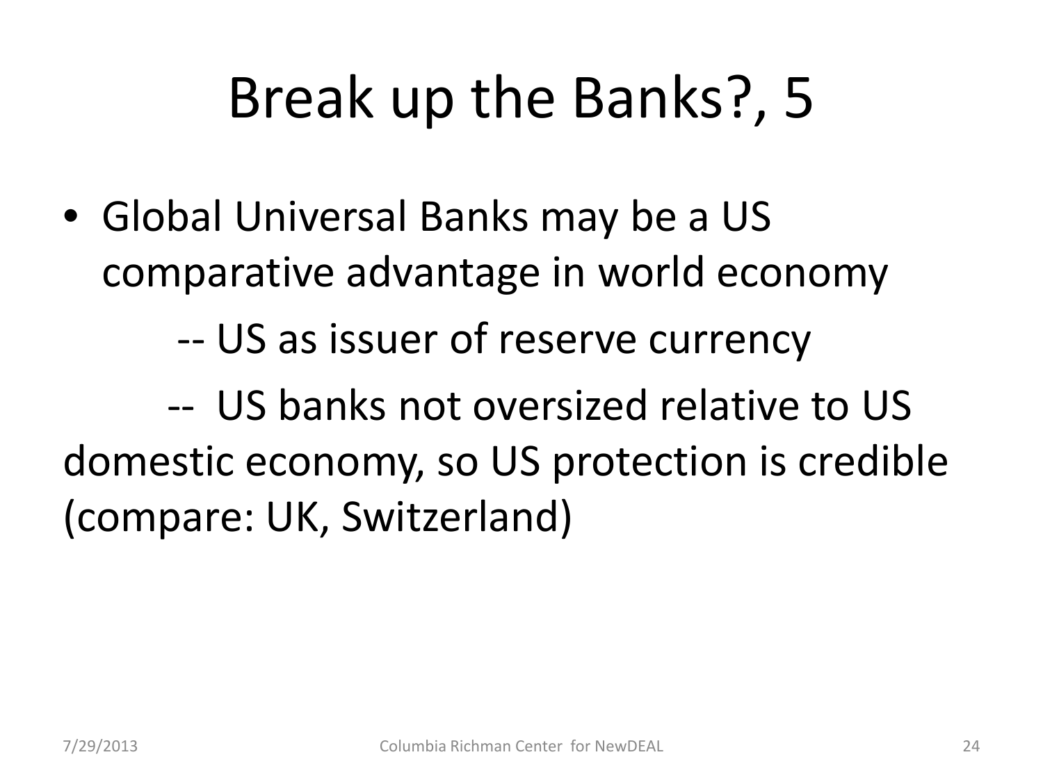# Break up the Banks?, 5

- Global Universal Banks may be a US comparative advantage in world economy

  -- US as issuer of reserve currency

  -- US banks not oversized relative to US domestic economy, so US protection is credible (compare: UK, Switzerland)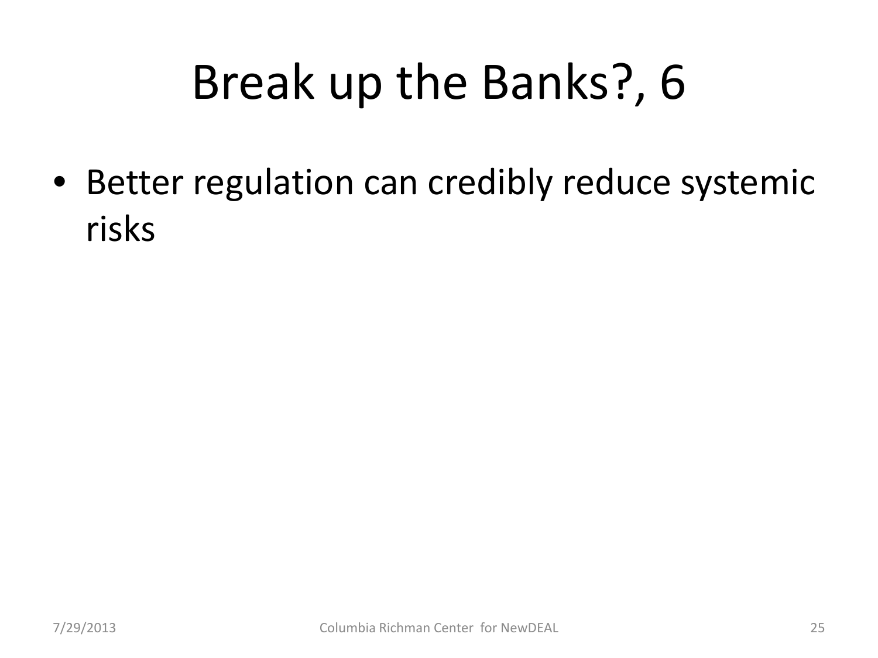# Break up the Banks?, 6

- Better regulation can credibly reduce systemic risks